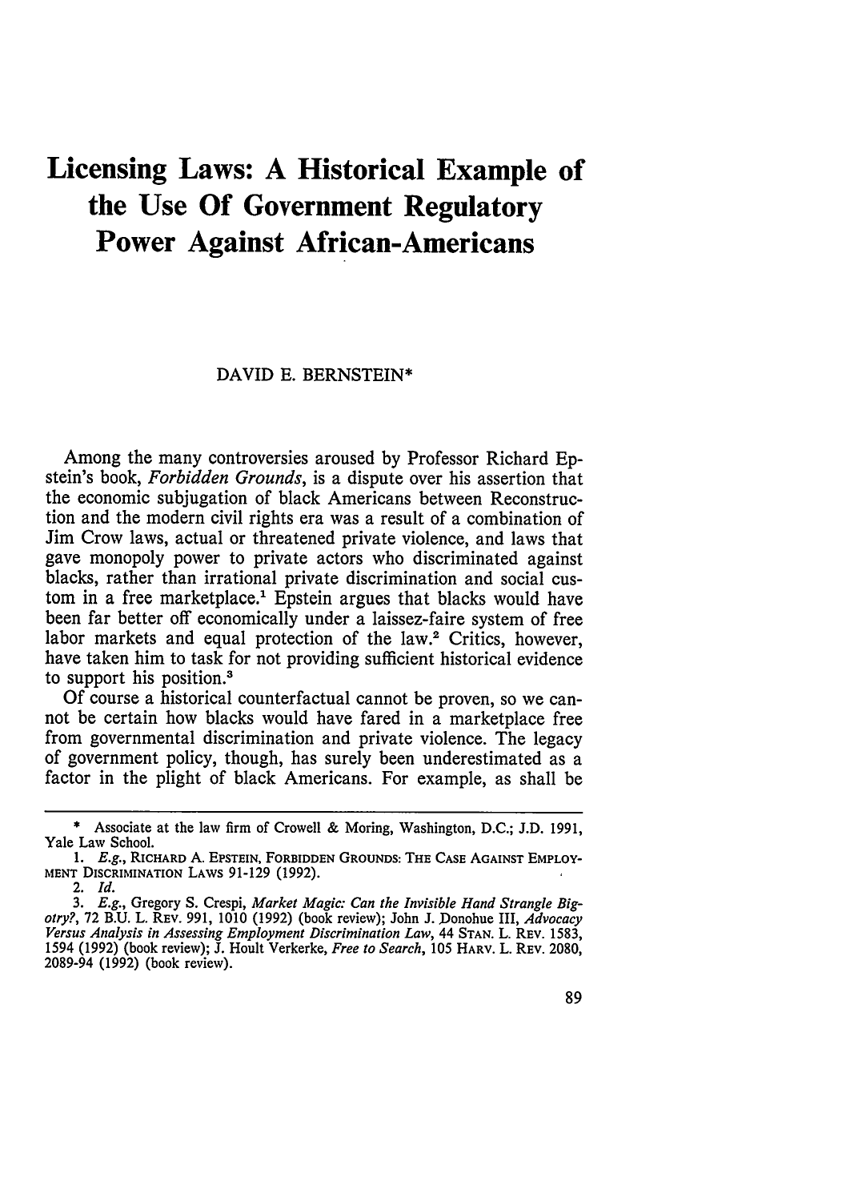# Licensing Laws: A Historical Example of the Use Of Government Regulatory Power Against African-Americans

DAVID E. BERNSTEIN*

Among the many controversies aroused by Professor Richard Epstein's book, *Forbidden Grounds*, is a dispute over his assertion that the economic subjugation of black Americans between Reconstruction and the modern civil rights era was a result of a combination of Jim Crow laws, actual or threatened private violence, and laws that gave monopoly power to private actors who discriminated against blacks, rather than irrational private discrimination and social custom in a free marketplace.[1] Epstein argues that blacks would have been far better off economically under a laissez-faire system of free labor markets and equal protection of the law.[2] Critics, however, have taken him to task for not providing sufficient historical evidence to support his position.[3]

Of course a historical counterfactual cannot be proven, so we cannot be certain how blacks would have fared in a marketplace free from governmental discrimination and private violence. The legacy of government policy, though, has surely been underestimated as a factor in the plight of black Americans. For example, as shall be

---

\* Associate at the law firm of Crowell & Moring, Washington, D.C.; J.D. 1991, Yale Law School.

1. *E.g.*, RICHARD A. EPSTEIN, FORBIDDEN GROUNDS: THE CASE AGAINST EMPLOYMENT DISCRIMINATION LAWS 91-129 (1992).

2. *Id.*

3. *E.g.*, Gregory S. Crespi, *Market Magic: Can the Invisible Hand Strangle Bigotry?*, 72 B.U. L. REV. 991, 1010 (1992) (book review); John J. Donohue III, *Advocacy Versus Analysis in Assessing Employment Discrimination Law*, 44 STAN. L. REV. 1583, 1594 (1992) (book review); J. Hoult Verkerke, *Free to Search*, 105 HARV. L. REV. 2080, 2089-94 (1992) (book review).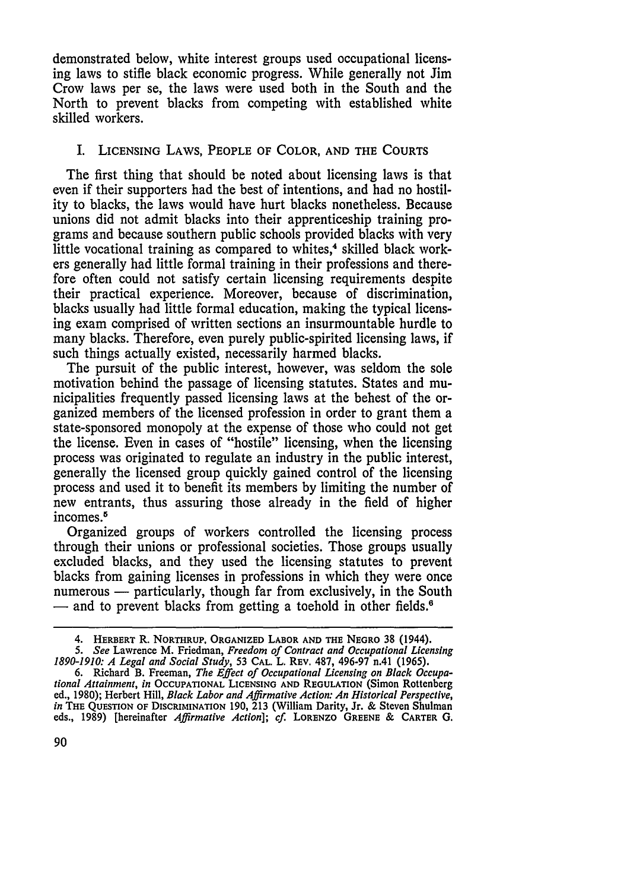demonstrated below, white interest groups used occupational licensing laws to stifle black economic progress. While generally not Jim Crow laws per se, the laws were used both in the South and the North to prevent blacks from competing with established white skilled workers.

## I. LICENSING LAWS, PEOPLE OF COLOR, AND THE COURTS

The first thing that should be noted about licensing laws is that even if their supporters had the best of intentions, and had no hostility to blacks, the laws would have hurt blacks nonetheless. Because unions did not admit blacks into their apprenticeship training programs and because southern public schools provided blacks with very little vocational training as compared to whites,[4] skilled black workers generally had little formal training in their professions and therefore often could not satisfy certain licensing requirements despite their practical experience. Moreover, because of discrimination, blacks usually had little formal education, making the typical licensing exam comprised of written sections an insurmountable hurdle to many blacks. Therefore, even purely public-spirited licensing laws, if such things actually existed, necessarily harmed blacks.

The pursuit of the public interest, however, was seldom the sole motivation behind the passage of licensing statutes. States and municipalities frequently passed licensing laws at the behest of the organized members of the licensed profession in order to grant them a state-sponsored monopoly at the expense of those who could not get the license. Even in cases of "hostile" licensing, when the licensing process was originated to regulate an industry in the public interest, generally the licensed group quickly gained control of the licensing process and used it to benefit its members by limiting the number of new entrants, thus assuring those already in the field of higher incomes.[5]

Organized groups of workers controlled the licensing process through their unions or professional societies. Those groups usually excluded blacks, and they used the licensing statutes to prevent blacks from gaining licenses in professions in which they were once numerous — particularly, though far from exclusively, in the South — and to prevent blacks from getting a toehold in other fields.[6]

---

4. HERBERT R. NORTHRUP, ORGANIZED LABOR AND THE NEGRO 38 (1944).

5. *See* Lawrence M. Friedman, *Freedom of Contract and Occupational Licensing 1890-1910: A Legal and Social Study*, 53 CAL. L. REV. 487, 496-97 n.41 (1965).

6. Richard B. Freeman, *The Effect of Occupational Licensing on Black Occupational Attainment*, *in* OCCUPATIONAL LICENSING AND REGULATION (Simon Rottenberg ed., 1980); Herbert Hill, *Black Labor and Affirmative Action: An Historical Perspective*, *in* THE QUESTION OF DISCRIMINATION 190, 213 (William Darity, Jr. & Steven Shulman eds., 1989) [hereinafter *Affirmative Action*]; *cf.* LORENZO GREENE & CARTER G.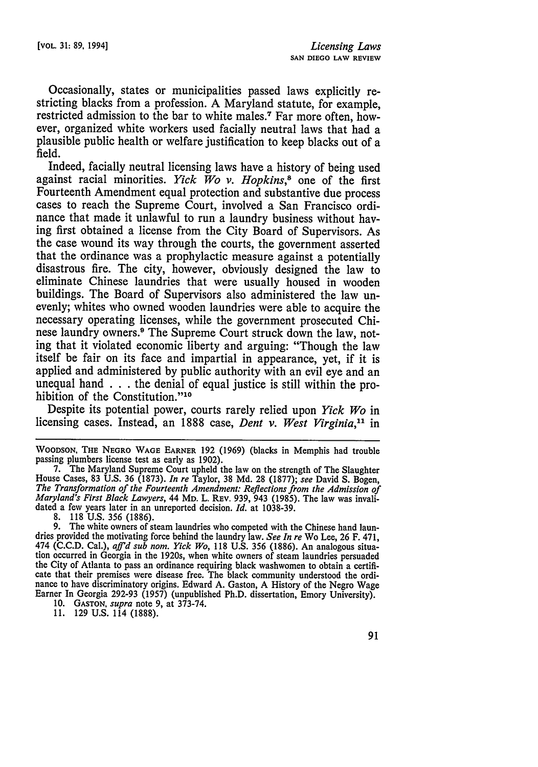Occasionally, states or municipalities passed laws explicitly restricting blacks from a profession. A Maryland statute, for example, restricted admission to the bar to white males.[7] Far more often, however, organized white workers used facially neutral laws that had a plausible public health or welfare justification to keep blacks out of a field.

Indeed, facially neutral licensing laws have a history of being used against racial minorities. *Yick Wo v. Hopkins*,[8] one of the first Fourteenth Amendment equal protection and substantive due process cases to reach the Supreme Court, involved a San Francisco ordinance that made it unlawful to run a laundry business without having first obtained a license from the City Board of Supervisors. As the case wound its way through the courts, the government asserted that the ordinance was a prophylactic measure against a potentially disastrous fire. The city, however, obviously designed the law to eliminate Chinese laundries that were usually housed in wooden buildings. The Board of Supervisors also administered the law unevenly; whites who owned wooden laundries were able to acquire the necessary operating licenses, while the government prosecuted Chinese laundry owners.[9] The Supreme Court struck down the law, noting that it violated economic liberty and arguing: "Though the law itself be fair on its face and impartial in appearance, yet, if it is applied and administered by public authority with an evil eye and an unequal hand . . . the denial of equal justice is still within the prohibition of the Constitution."[10]

Despite its potential power, courts rarely relied upon *Yick Wo* in licensing cases. Instead, an 1888 case, *Dent v. West Virginia*,[11] in

---

WOODSON, THE NEGRO WAGE EARNER 192 (1969) (blacks in Memphis had trouble passing plumbers license test as early as 1902).

7. The Maryland Supreme Court upheld the law on the strength of The Slaughter House Cases, 83 U.S. 36 (1873). *In re* Taylor, 38 Md. 28 (1877); *see* David S. Bogen, *The Transformation of the Fourteenth Amendment: Reflections from the Admission of Maryland's First Black Lawyers*, 44 MD. L. REV. 939, 943 (1985). The law was invalidated a few years later in an unreported decision. *Id.* at 1038-39.

8. 118 U.S. 356 (1886).

9. The white owners of steam laundries who competed with the Chinese hand laundries provided the motivating force behind the laundry law. *See In re* Wo Lee, 26 F. 471, 474 (C.C.D. Cal.), *aff'd sub nom. Yick Wo*, 118 U.S. 356 (1886). An analogous situation occurred in Georgia in the 1920s, when white owners of steam laundries persuaded the City of Atlanta to pass an ordinance requiring black washwomen to obtain a certificate that their premises were disease free. The black community understood the ordinance to have discriminatory origins. Edward A. Gaston, A History of the Negro Wage Earner In Georgia 292-93 (1957) (unpublished Ph.D. dissertation, Emory University).

10. GASTON, *supra* note 9, at 373-74.

11. 129 U.S. 114 (1888).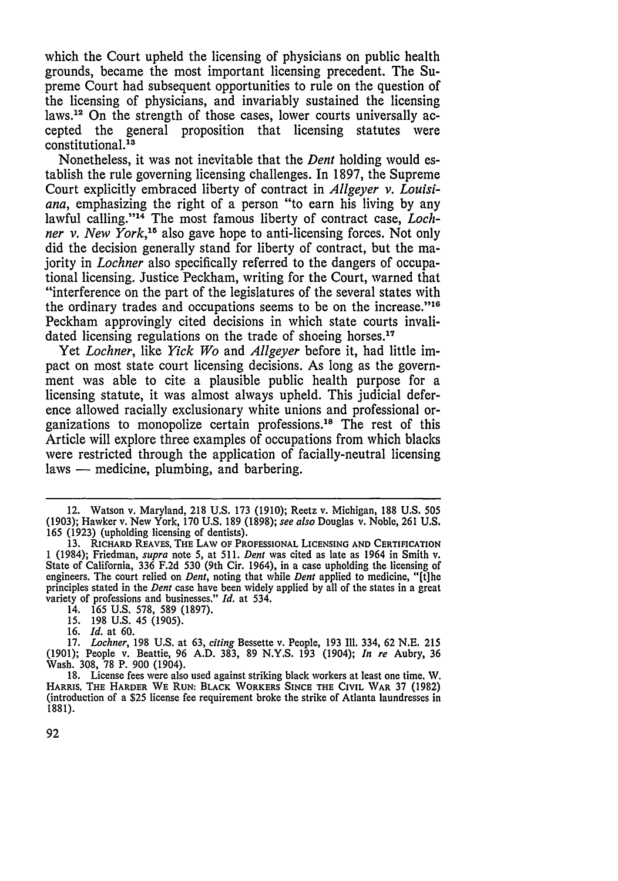which the Court upheld the licensing of physicians on public health grounds, became the most important licensing precedent. The Supreme Court had subsequent opportunities to rule on the question of the licensing of physicians, and invariably sustained the licensing laws.[12] On the strength of those cases, lower courts universally accepted the general proposition that licensing statutes were constitutional.[13]

Nonetheless, it was not inevitable that the *Dent* holding would establish the rule governing licensing challenges. In 1897, the Supreme Court explicitly embraced liberty of contract in *Allgeyer v. Louisiana*, emphasizing the right of a person "to earn his living by any lawful calling."[14] The most famous liberty of contract case, *Lochner v. New York*,[15] also gave hope to anti-licensing forces. Not only did the decision generally stand for liberty of contract, but the majority in *Lochner* also specifically referred to the dangers of occupational licensing. Justice Peckham, writing for the Court, warned that "interference on the part of the legislatures of the several states with the ordinary trades and occupations seems to be on the increase."[16] Peckham approvingly cited decisions in which state courts invalidated licensing regulations on the trade of shoeing horses.[17]

Yet *Lochner*, like *Yick Wo* and *Allgeyer* before it, had little impact on most state court licensing decisions. As long as the government was able to cite a plausible public health purpose for a licensing statute, it was almost always upheld. This judicial deference allowed racially exclusionary white unions and professional organizations to monopolize certain professions.[18] The rest of this Article will explore three examples of occupations from which blacks were restricted through the application of facially-neutral licensing laws — medicine, plumbing, and barbering.

---

12. Watson v. Maryland, 218 U.S. 173 (1910); Reetz v. Michigan, 188 U.S. 505 (1903); Hawker v. New York, 170 U.S. 189 (1898); *see also* Douglas v. Noble, 261 U.S. 165 (1923) (upholding licensing of dentists).

13. RICHARD REAVES, THE LAW OF PROFESSIONAL LICENSING AND CERTIFICATION 1 (1984); Friedman, *supra* note 5, at 511. *Dent* was cited as late as 1964 in Smith v. State of California, 336 F.2d 530 (9th Cir. 1964), in a case upholding the licensing of engineers. The court relied on *Dent*, noting that while *Dent* applied to medicine, "[t]he principles stated in the *Dent* case have been widely applied by all of the states in a great variety of professions and businesses." *Id.* at 534.

14. 165 U.S. 578, 589 (1897).

15. 198 U.S. 45 (1905).

16. *Id.* at 60.

17. *Lochner*, 198 U.S. at 63, *citing* Bessette v. People, 193 Ill. 334, 62 N.E. 215 (1901); People v. Beattie, 96 A.D. 383, 89 N.Y.S. 193 (1904); *In re* Aubry, 36 Wash. 308, 78 P. 900 (1904).

18. License fees were also used against striking black workers at least one time. W. HARRIS, THE HARDER WE RUN: BLACK WORKERS SINCE THE CIVIL WAR 37 (1982) (introduction of a $25 license fee requirement broke the strike of Atlanta laundresses in 1881).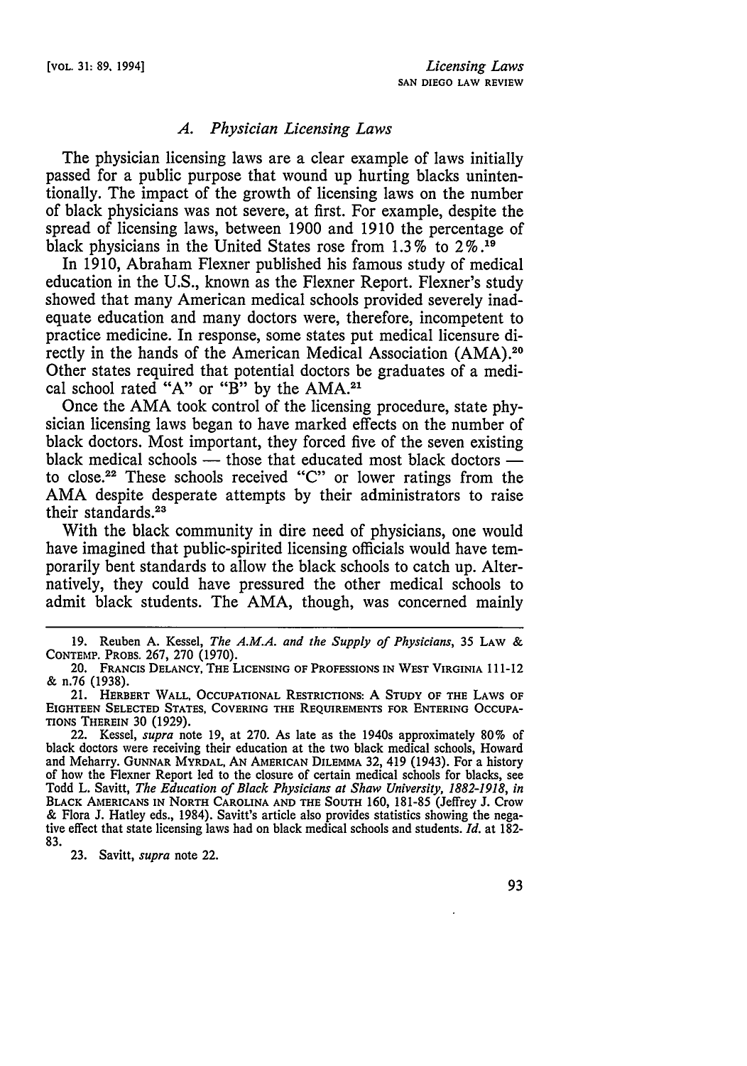### *A. Physician Licensing Laws*

The physician licensing laws are a clear example of laws initially passed for a public purpose that wound up hurting blacks unintentionally. The impact of the growth of licensing laws on the number of black physicians was not severe, at first. For example, despite the spread of licensing laws, between 1900 and 1910 the percentage of black physicians in the United States rose from 1.3% to 2%.[19]

In 1910, Abraham Flexner published his famous study of medical education in the U.S., known as the Flexner Report. Flexner's study showed that many American medical schools provided severely inadequate education and many doctors were, therefore, incompetent to practice medicine. In response, some states put medical licensure directly in the hands of the American Medical Association (AMA).[20] Other states required that potential doctors be graduates of a medical school rated "A" or "B" by the AMA.[21]

Once the AMA took control of the licensing procedure, state physician licensing laws began to have marked effects on the number of black doctors. Most important, they forced five of the seven existing black medical schools — those that educated most black doctors — to close.[22] These schools received "C" or lower ratings from the AMA despite desperate attempts by their administrators to raise their standards.[23]

With the black community in dire need of physicians, one would have imagined that public-spirited licensing officials would have temporarily bent standards to allow the black schools to catch up. Alternatively, they could have pressured the other medical schools to admit black students. The AMA, though, was concerned mainly

---

19. Reuben A. Kessel, *The A.M.A. and the Supply of Physicians*, 35 LAW & CONTEMP. PROBS. 267, 270 (1970).

20. FRANCIS DELANCY, THE LICENSING OF PROFESSIONS IN WEST VIRGINIA 111-12 & n.76 (1938).

21. HERBERT WALL, OCCUPATIONAL RESTRICTIONS: A STUDY OF THE LAWS OF EIGHTEEN SELECTED STATES, COVERING THE REQUIREMENTS FOR ENTERING OCCUPATIONS THEREIN 30 (1929).

22. Kessel, *supra* note 19, at 270. As late as the 1940s approximately 80% of black doctors were receiving their education at the two black medical schools, Howard and Meharry. GUNNAR MYRDAL, AN AMERICAN DILEMMA 32, 419 (1943). For a history of how the Flexner Report led to the closure of certain medical schools for blacks, see Todd L. Savitt, *The Education of Black Physicians at Shaw University, 1882-1918*, *in* BLACK AMERICANS IN NORTH CAROLINA AND THE SOUTH 160, 181-85 (Jeffrey J. Crow & Flora J. Hatley eds., 1984). Savitt's article also provides statistics showing the negative effect that state licensing laws had on black medical schools and students. *Id.* at 182-83.

23. Savitt, *supra* note 22.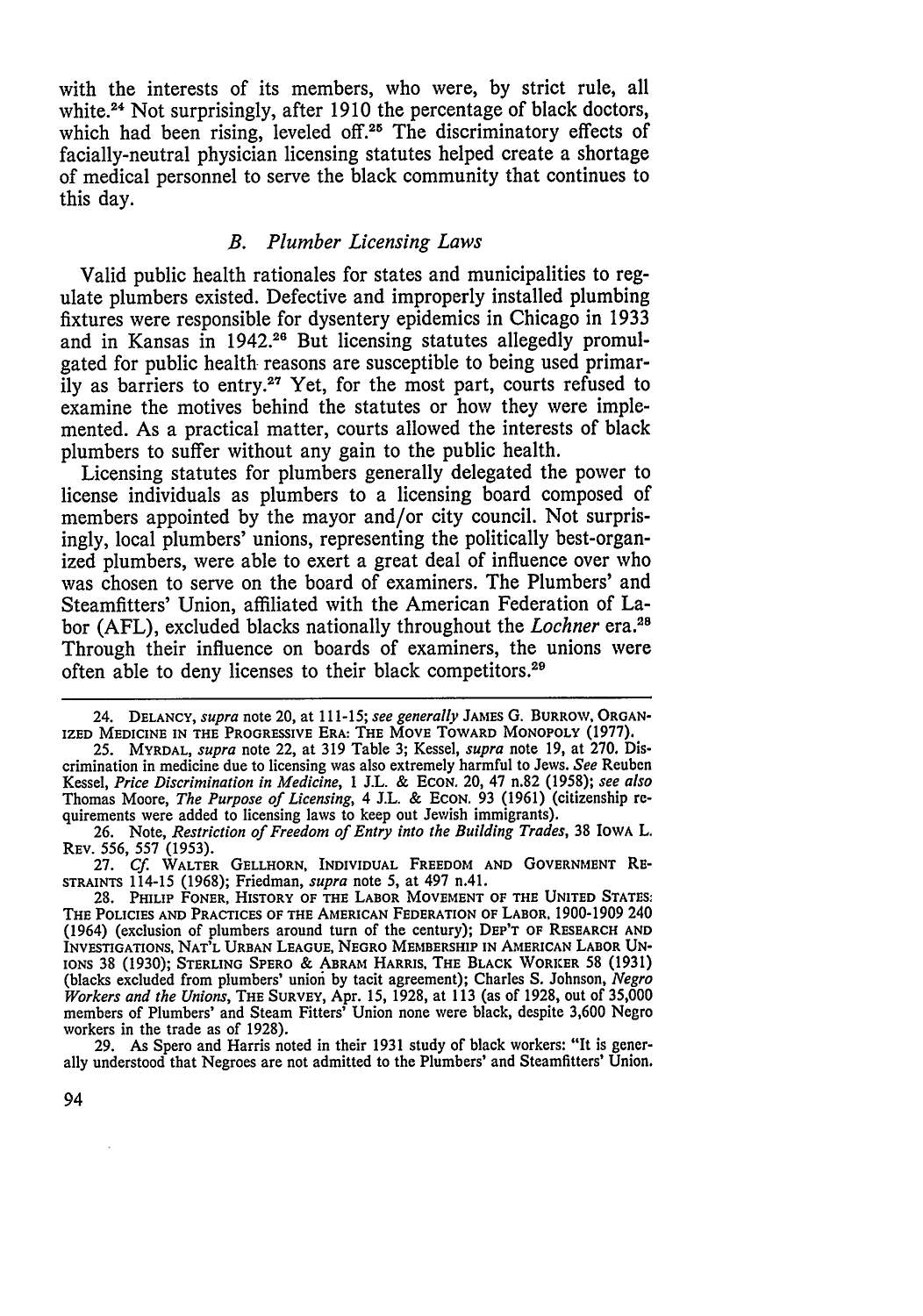with the interests of its members, who were, by strict rule, all white.[24] Not surprisingly, after 1910 the percentage of black doctors, which had been rising, leveled off.[25] The discriminatory effects of facially-neutral physician licensing statutes helped create a shortage of medical personnel to serve the black community that continues to this day.

### *B. Plumber Licensing Laws*

Valid public health rationales for states and municipalities to regulate plumbers existed. Defective and improperly installed plumbing fixtures were responsible for dysentery epidemics in Chicago in 1933 and in Kansas in 1942.[26] But licensing statutes allegedly promulgated for public health reasons are susceptible to being used primarily as barriers to entry.[27] Yet, for the most part, courts refused to examine the motives behind the statutes or how they were implemented. As a practical matter, courts allowed the interests of black plumbers to suffer without any gain to the public health.

Licensing statutes for plumbers generally delegated the power to license individuals as plumbers to a licensing board composed of members appointed by the mayor and/or city council. Not surprisingly, local plumbers' unions, representing the politically best-organized plumbers, were able to exert a great deal of influence over who was chosen to serve on the board of examiners. The Plumbers' and Steamfitters' Union, affiliated with the American Federation of Labor (AFL), excluded blacks nationally throughout the *Lochner* era.[28] Through their influence on boards of examiners, the unions were often able to deny licenses to their black competitors.[29]

---

24. DELANCY, *supra* note 20, at 111-15; *see generally* JAMES G. BURROW, ORGANIZED MEDICINE IN THE PROGRESSIVE ERA: THE MOVE TOWARD MONOPOLY (1977).

25. MYRDAL, *supra* note 22, at 319 Table 3; Kessel, *supra* note 19, at 270. Discrimination in medicine due to licensing was also extremely harmful to Jews. *See* Reuben Kessel, *Price Discrimination in Medicine*, 1 J.L. & ECON. 20, 47 n.82 (1958); *see also* Thomas Moore, *The Purpose of Licensing*, 4 J.L. & ECON. 93 (1961) (citizenship requirements were added to licensing laws to keep out Jewish immigrants).

26. Note, *Restriction of Freedom of Entry into the Building Trades*, 38 IOWA L. REV. 556, 557 (1953).

27. *Cf.* WALTER GELLHORN, INDIVIDUAL FREEDOM AND GOVERNMENT RESTRAINTS 114-15 (1968); Friedman, *supra* note 5, at 497 n.41.

28. PHILIP FONER, HISTORY OF THE LABOR MOVEMENT OF THE UNITED STATES: THE POLICIES AND PRACTICES OF THE AMERICAN FEDERATION OF LABOR, 1900-1909 240 (1964) (exclusion of plumbers around turn of the century); DEP'T OF RESEARCH AND INVESTIGATIONS, NAT'L URBAN LEAGUE, NEGRO MEMBERSHIP IN AMERICAN LABOR UNIONS 38 (1930); STERLING SPERO & ABRAM HARRIS, THE BLACK WORKER 58 (1931) (blacks excluded from plumbers' union by tacit agreement); Charles S. Johnson, *Negro Workers and the Unions*, THE SURVEY, Apr. 15, 1928, at 113 (as of 1928, out of 35,000 members of Plumbers' and Steam Fitters' Union none were black, despite 3,600 Negro workers in the trade as of 1928).

29. As Spero and Harris noted in their 1931 study of black workers: "It is generally understood that Negroes are not admitted to the Plumbers' and Steamfitters' Union.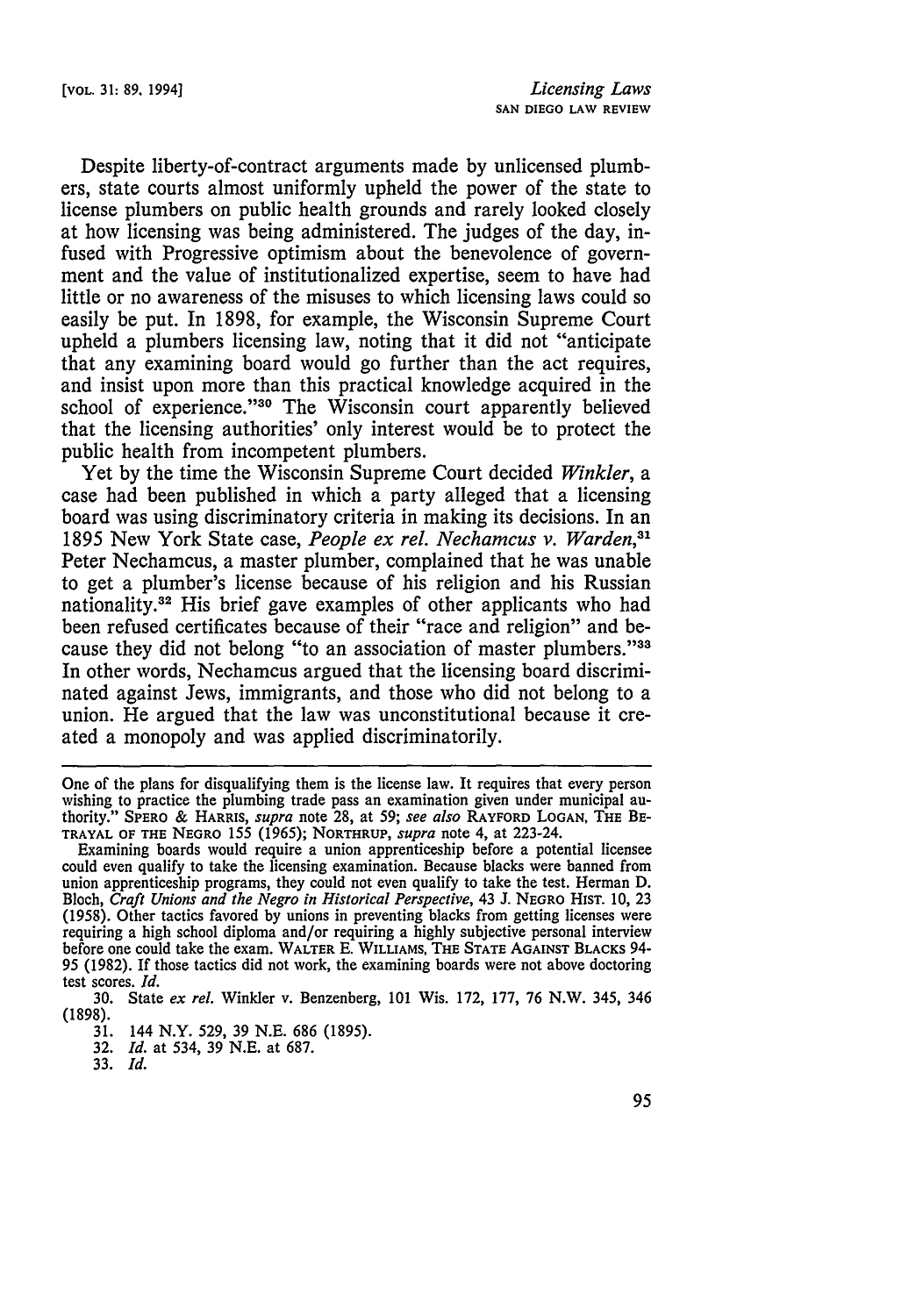Despite liberty-of-contract arguments made by unlicensed plumbers, state courts almost uniformly upheld the power of the state to license plumbers on public health grounds and rarely looked closely at how licensing was being administered. The judges of the day, infused with Progressive optimism about the benevolence of government and the value of institutionalized expertise, seem to have had little or no awareness of the misuses to which licensing laws could so easily be put. In 1898, for example, the Wisconsin Supreme Court upheld a plumbers licensing law, noting that it did not "anticipate that any examining board would go further than the act requires, and insist upon more than this practical knowledge acquired in the school of experience."[30] The Wisconsin court apparently believed that the licensing authorities' only interest would be to protect the public health from incompetent plumbers.

Yet by the time the Wisconsin Supreme Court decided *Winkler*, a case had been published in which a party alleged that a licensing board was using discriminatory criteria in making its decisions. In an 1895 New York State case, *People ex rel. Nechamcus v. Warden*,[31] Peter Nechamcus, a master plumber, complained that he was unable to get a plumber's license because of his religion and his Russian nationality.[32] His brief gave examples of other applicants who had been refused certificates because of their "race and religion" and because they did not belong "to an association of master plumbers."[33] In other words, Nechamcus argued that the licensing board discriminated against Jews, immigrants, and those who did not belong to a union. He argued that the law was unconstitutional because it created a monopoly and was applied discriminatorily.

---

One of the plans for disqualifying them is the license law. It requires that every person wishing to practice the plumbing trade pass an examination given under municipal authority." SPERO & HARRIS, *supra* note 28, at 59; *see also* RAYFORD LOGAN, THE BETRAYAL OF THE NEGRO 155 (1965); NORTHRUP, *supra* note 4, at 223-24.

Examining boards would require a union apprenticeship before a potential licensee could even qualify to take the licensing examination. Because blacks were banned from union apprenticeship programs, they could not even qualify to take the test. Herman D. Bloch, *Craft Unions and the Negro in Historical Perspective*, 43 J. NEGRO HIST. 10, 23 (1958). Other tactics favored by unions in preventing blacks from getting licenses were requiring a high school diploma and/or requiring a highly subjective personal interview before one could take the exam. WALTER E. WILLIAMS, THE STATE AGAINST BLACKS 94-95 (1982). If those tactics did not work, the examining boards were not above doctoring test scores. *Id.*

30. State *ex rel.* Winkler v. Benzenberg, 101 Wis. 172, 177, 76 N.W. 345, 346 (1898).

31. 144 N.Y. 529, 39 N.E. 686 (1895).

32. *Id.* at 534, 39 N.E. at 687.

33. *Id.*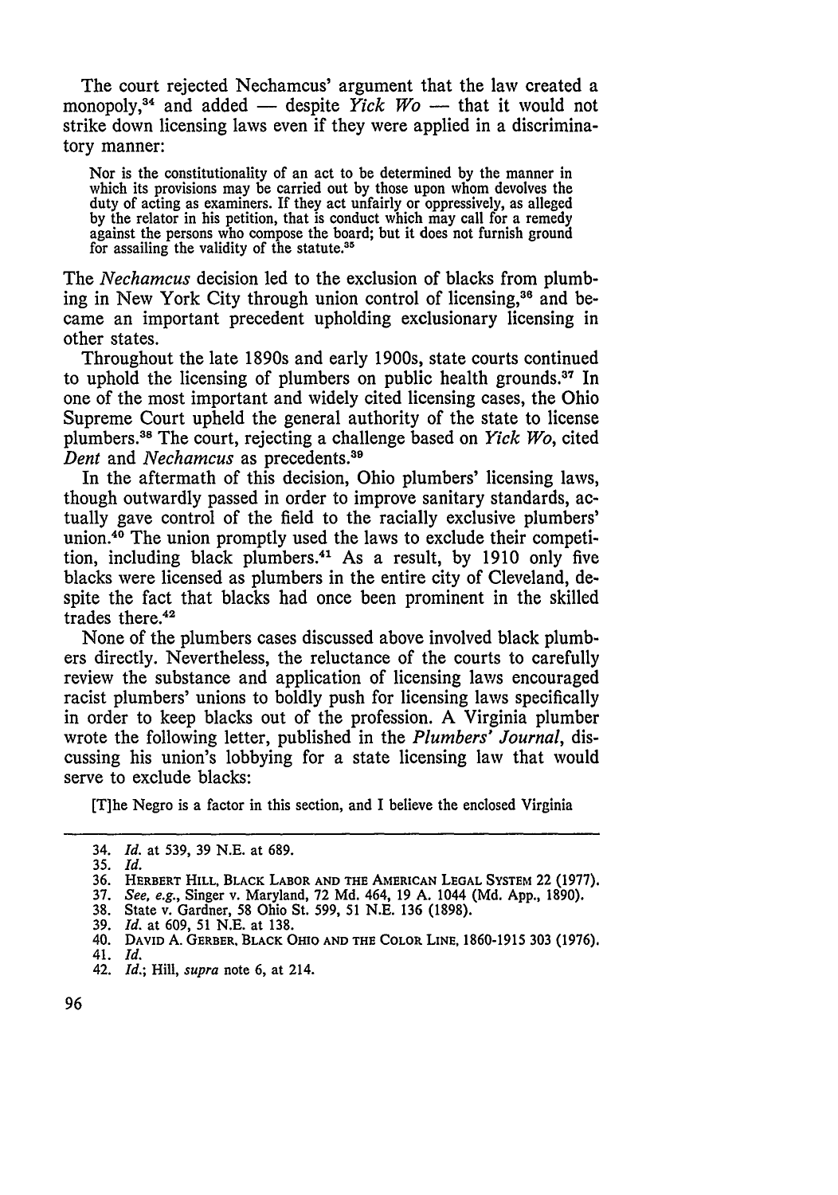The court rejected Nechamcus' argument that the law created a monopoly,[34] and added — despite *Yick Wo* — that it would not strike down licensing laws even if they were applied in a discriminatory manner:

> Nor is the constitutionality of an act to be determined by the manner in which its provisions may be carried out by those upon whom devolves the duty of acting as examiners. If they act unfairly or oppressively, as alleged by the relator in his petition, that is conduct which may call for a remedy against the persons who compose the board; but it does not furnish ground for assailing the validity of the statute.[35]

The *Nechamcus* decision led to the exclusion of blacks from plumbing in New York City through union control of licensing,[36] and became an important precedent upholding exclusionary licensing in other states.

Throughout the late 1890s and early 1900s, state courts continued to uphold the licensing of plumbers on public health grounds.[37] In one of the most important and widely cited licensing cases, the Ohio Supreme Court upheld the general authority of the state to license plumbers.[38] The court, rejecting a challenge based on *Yick Wo*, cited *Dent* and *Nechamcus* as precedents.[39]

In the aftermath of this decision, Ohio plumbers' licensing laws, though outwardly passed in order to improve sanitary standards, actually gave control of the field to the racially exclusive plumbers' union.[40] The union promptly used the laws to exclude their competition, including black plumbers.[41] As a result, by 1910 only five blacks were licensed as plumbers in the entire city of Cleveland, despite the fact that blacks had once been prominent in the skilled trades there.[42]

None of the plumbers cases discussed above involved black plumbers directly. Nevertheless, the reluctance of the courts to carefully review the substance and application of licensing laws encouraged racist plumbers' unions to boldly push for licensing laws specifically in order to keep blacks out of the profession. A Virginia plumber wrote the following letter, published in the *Plumbers' Journal*, discussing his union's lobbying for a state licensing law that would serve to exclude blacks:

> [T]he Negro is a factor in this section, and I believe the enclosed Virginia

---

34. *Id.* at 539, 39 N.E. at 689.
35. *Id.*
36. Herbert Hill, Black Labor and the American Legal System 22 (1977).
37. *See, e.g.*, Singer v. Maryland, 72 Md. 464, 19 A. 1044 (Md. App., 1890).
38. State v. Gardner, 58 Ohio St. 599, 51 N.E. 136 (1898).
39. *Id.* at 609, 51 N.E. at 138.
40. David A. Gerber, Black Ohio and the Color Line, 1860-1915 303 (1976).
41. *Id.*
42. *Id.*; Hill, *supra* note 6, at 214.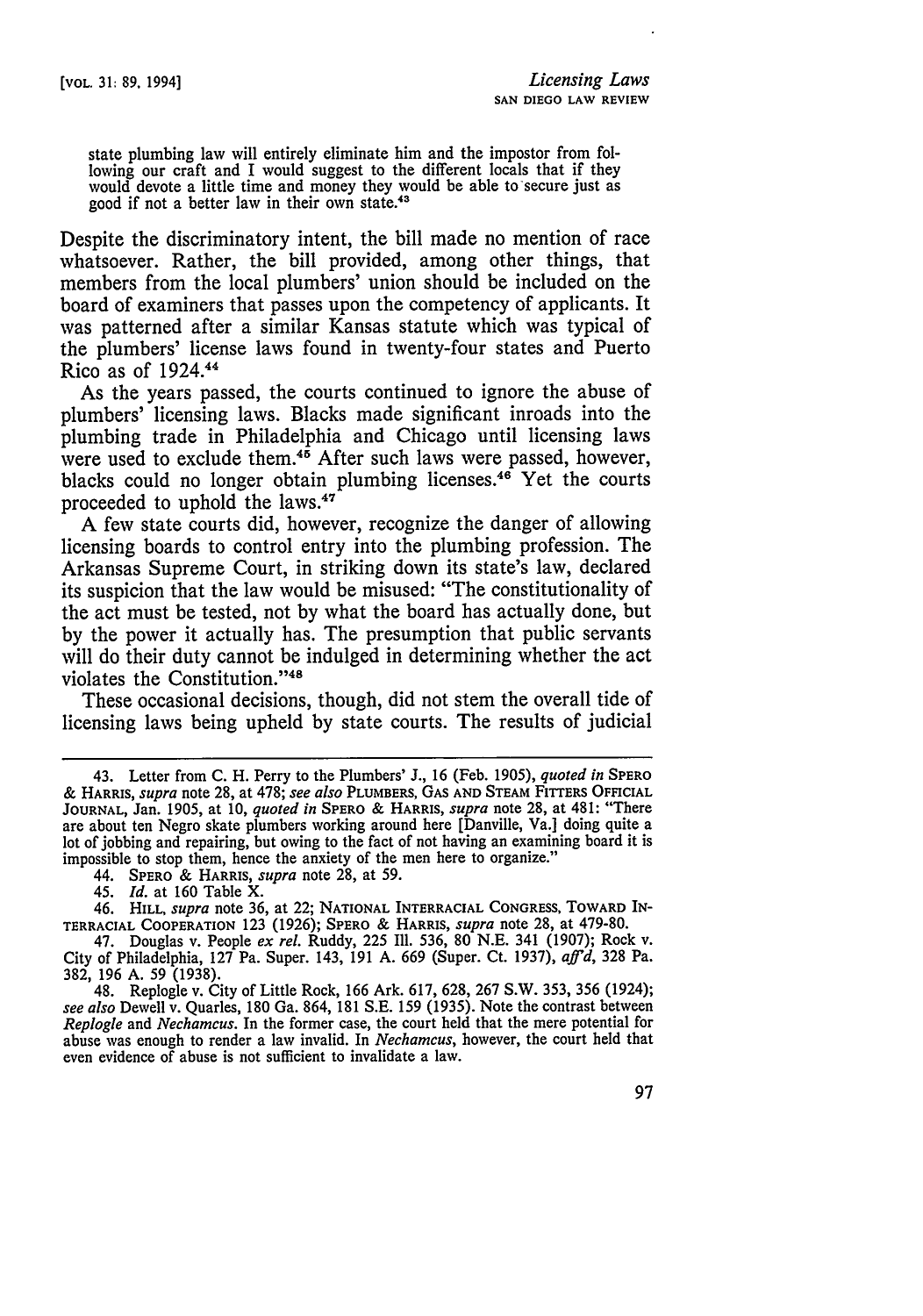> state plumbing law will entirely eliminate him and the impostor from following our craft and I would suggest to the different locals that if they would devote a little time and money they would be able to secure just as good if not a better law in their own state.[43]

Despite the discriminatory intent, the bill made no mention of race whatsoever. Rather, the bill provided, among other things, that members from the local plumbers' union should be included on the board of examiners that passes upon the competency of applicants. It was patterned after a similar Kansas statute which was typical of the plumbers' license laws found in twenty-four states and Puerto Rico as of 1924.[44]

As the years passed, the courts continued to ignore the abuse of plumbers' licensing laws. Blacks made significant inroads into the plumbing trade in Philadelphia and Chicago until licensing laws were used to exclude them.[45] After such laws were passed, however, blacks could no longer obtain plumbing licenses.[46] Yet the courts proceeded to uphold the laws.[47]

A few state courts did, however, recognize the danger of allowing licensing boards to control entry into the plumbing profession. The Arkansas Supreme Court, in striking down its state's law, declared its suspicion that the law would be misused: "The constitutionality of the act must be tested, not by what the board has actually done, but by the power it actually has. The presumption that public servants will do their duty cannot be indulged in determining whether the act violates the Constitution."[48]

These occasional decisions, though, did not stem the overall tide of licensing laws being upheld by state courts. The results of judicial

---

43. Letter from C. H. Perry to the Plumbers' J., 16 (Feb. 1905), *quoted in* SPERO & HARRIS, *supra* note 28, at 478; *see also* PLUMBERS, GAS AND STEAM FITTERS OFFICIAL JOURNAL, Jan. 1905, at 10, *quoted in* SPERO & HARRIS, *supra* note 28, at 481: "There are about ten Negro skate plumbers working around here [Danville, Va.] doing quite a lot of jobbing and repairing, but owing to the fact of not having an examining board it is impossible to stop them, hence the anxiety of the men here to organize."

44. SPERO & HARRIS, *supra* note 28, at 59.

45. *Id.* at 160 Table X.

46. HILL, *supra* note 36, at 22; NATIONAL INTERRACIAL CONGRESS, TOWARD INTERRACIAL COOPERATION 123 (1926); SPERO & HARRIS, *supra* note 28, at 479-80.

47. Douglas v. People *ex rel.* Ruddy, 225 Ill. 536, 80 N.E. 341 (1907); Rock v. City of Philadelphia, 127 Pa. Super. 143, 191 A. 669 (Super. Ct. 1937), *aff'd*, 328 Pa. 382, 196 A. 59 (1938).

48. Replogle v. City of Little Rock, 166 Ark. 617, 628, 267 S.W. 353, 356 (1924); *see also* Dewell v. Quarles, 180 Ga. 864, 181 S.E. 159 (1935). Note the contrast between *Replogle* and *Nechamcus*. In the former case, the court held that the mere potential for abuse was enough to render a law invalid. In *Nechamcus*, however, the court held that even evidence of abuse is not sufficient to invalidate a law.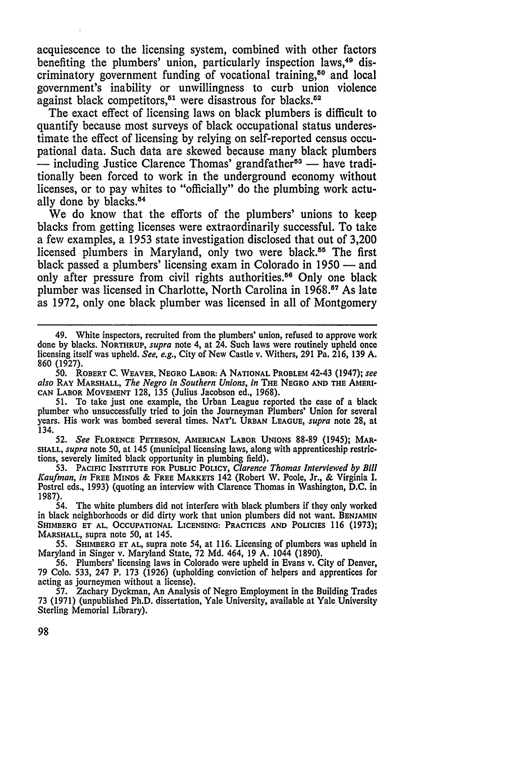acquiescence to the licensing system, combined with other factors benefiting the plumbers' union, particularly inspection laws,[49] discriminatory government funding of vocational training,[50] and local government's inability or unwillingness to curb union violence against black competitors,[51] were disastrous for blacks.[52]

The exact effect of licensing laws on black plumbers is difficult to quantify because most surveys of black occupational status underestimate the effect of licensing by relying on self-reported census occupational data. Such data are skewed because many black plumbers — including Justice Clarence Thomas' grandfather[53] — have traditionally been forced to work in the underground economy without licenses, or to pay whites to "officially" do the plumbing work actually done by blacks.[54]

We do know that the efforts of the plumbers' unions to keep blacks from getting licenses were extraordinarily successful. To take a few examples, a 1953 state investigation disclosed that out of 3,200 licensed plumbers in Maryland, only two were black.[55] The first black passed a plumbers' licensing exam in Colorado in 1950 — and only after pressure from civil rights authorities.[56] Only one black plumber was licensed in Charlotte, North Carolina in 1968.[57] As late as 1972, only one black plumber was licensed in all of Montgomery

---

49. White inspectors, recruited from the plumbers' union, refused to approve work done by blacks. NORTHRUP, *supra* note 4, at 24. Such laws were routinely upheld once licensing itself was upheld. *See, e.g.*, City of New Castle v. Withers, 291 Pa. 216, 139 A. 860 (1927).

50. ROBERT C. WEAVER, NEGRO LABOR: A NATIONAL PROBLEM 42-43 (1947); *see also* RAY MARSHALL, *The Negro in Southern Unions*, *in* THE NEGRO AND THE AMERICAN LABOR MOVEMENT 128, 135 (Julius Jacobson ed., 1968).

51. To take just one example, the Urban League reported the case of a black plumber who unsuccessfully tried to join the Journeyman Plumbers' Union for several years. His work was bombed several times. NAT'L URBAN LEAGUE, *supra* note 28, at 134.

52. *See* FLORENCE PETERSON, AMERICAN LABOR UNIONS 88-89 (1945); MARSHALL, *supra* note 50, at 145 (municipal licensing laws, along with apprenticeship restrictions, severely limited black opportunity in plumbing field).

53. PACIFIC INSTITUTE FOR PUBLIC POLICY, *Clarence Thomas Interviewed by Bill Kaufman*, *in* FREE MINDS & FREE MARKETS 142 (Robert W. Poole, Jr., & Virginia I. Postrel eds., 1993) (quoting an interview with Clarence Thomas in Washington, D.C. in 1987).

54. The white plumbers did not interfere with black plumbers if they only worked in black neighborhoods or did dirty work that union plumbers did not want. BENJAMIN SHIMBERG ET AL, OCCUPATIONAL LICENSING: PRACTICES AND POLICIES 116 (1973); MARSHALL, supra note 50, at 145.

55. SHIMBERG ET AL, supra note 54, at 116. Licensing of plumbers was upheld in Maryland in Singer v. Maryland State, 72 Md. 464, 19 A. 1044 (1890).

56. Plumbers' licensing laws in Colorado were upheld in Evans v. City of Denver, 79 Colo. 533, 247 P. 173 (1926) (upholding conviction of helpers and apprentices for acting as journeymen without a license).

57. Zachary Dyckman, An Analysis of Negro Employment in the Building Trades 73 (1971) (unpublished Ph.D. dissertation, Yale University, available at Yale University Sterling Memorial Library).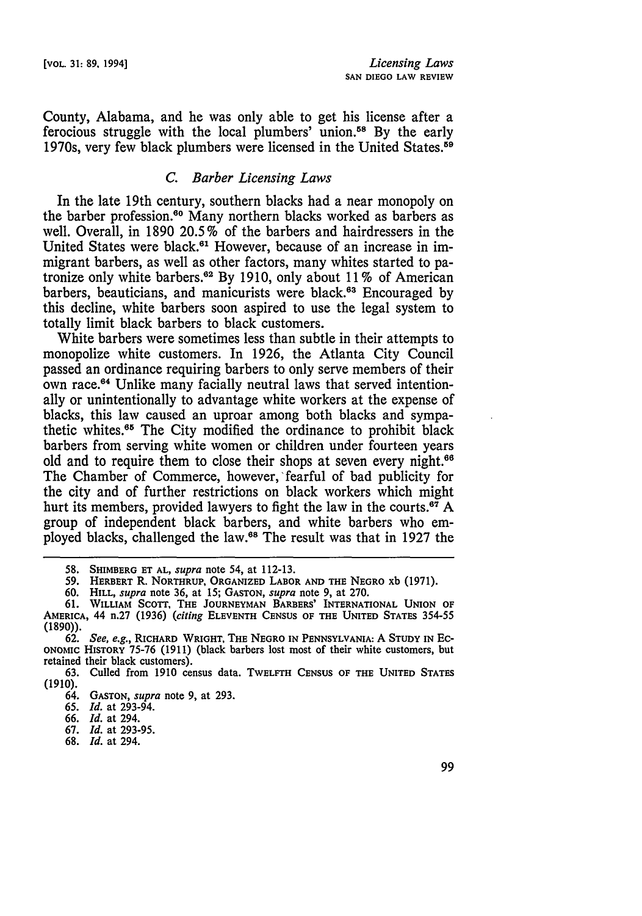County, Alabama, and he was only able to get his license after a ferocious struggle with the local plumbers' union.[58] By the early 1970s, very few black plumbers were licensed in the United States.[59]

### C. *Barber Licensing Laws*

In the late 19th century, southern blacks had a near monopoly on the barber profession.[60] Many northern blacks worked as barbers as well. Overall, in 1890 20.5% of the barbers and hairdressers in the United States were black.[61] However, because of an increase in immigrant barbers, as well as other factors, many whites started to patronize only white barbers.[62] By 1910, only about 11% of American barbers, beauticians, and manicurists were black.[63] Encouraged by this decline, white barbers soon aspired to use the legal system to totally limit black barbers to black customers.

White barbers were sometimes less than subtle in their attempts to monopolize white customers. In 1926, the Atlanta City Council passed an ordinance requiring barbers to only serve members of their own race.[64] Unlike many facially neutral laws that served intentionally or unintentionally to advantage white workers at the expense of blacks, this law caused an uproar among both blacks and sympathetic whites.[65] The City modified the ordinance to prohibit black barbers from serving white women or children under fourteen years old and to require them to close their shops at seven every night.[66] The Chamber of Commerce, however, fearful of bad publicity for the city and of further restrictions on black workers which might hurt its members, provided lawyers to fight the law in the courts.[67] A group of independent black barbers, and white barbers who employed blacks, challenged the law.[68] The result was that in 1927 the

---

58. SHIMBERG ET AL, *supra* note 54, at 112-13.

59. HERBERT R. NORTHRUP, ORGANIZED LABOR AND THE NEGRO xb (1971).

60. HILL, *supra* note 36, at 15; GASTON, *supra* note 9, at 270.

61. WILLIAM SCOTT, THE JOURNEYMAN BARBERS' INTERNATIONAL UNION OF AMERICA, 44 n.27 (1936) (*citing* ELEVENTH CENSUS OF THE UNITED STATES 354-55 (1890)).

62. *See, e.g.*, RICHARD WRIGHT, THE NEGRO IN PENNSYLVANIA: A STUDY IN ECONOMIC HISTORY 75-76 (1911) (black barbers lost most of their white customers, but retained their black customers).

63. Culled from 1910 census data. TWELFTH CENSUS OF THE UNITED STATES (1910).

64. GASTON, *supra* note 9, at 293.

65. *Id.* at 293-94.

66. *Id.* at 294.

67. *Id.* at 293-95.

68. *Id.* at 294.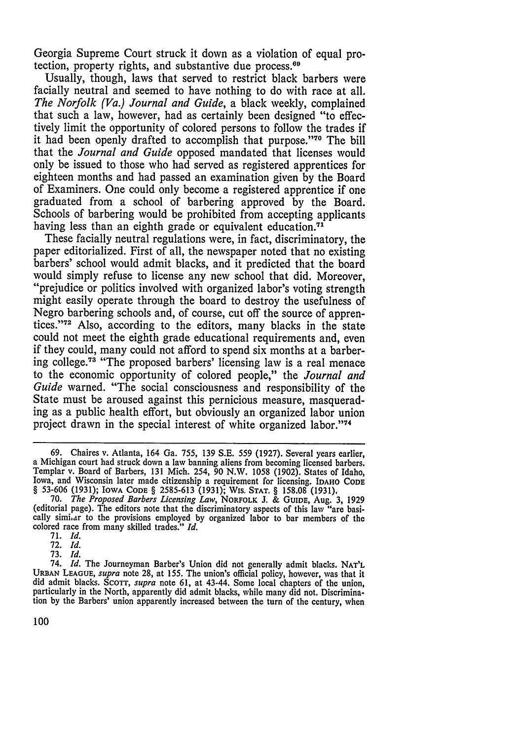Georgia Supreme Court struck it down as a violation of equal protection, property rights, and substantive due process.[69]

Usually, though, laws that served to restrict black barbers were facially neutral and seemed to have nothing to do with race at all. *The Norfolk (Va.) Journal and Guide*, a black weekly, complained that such a law, however, had as certainly been designed "to effectively limit the opportunity of colored persons to follow the trades if it had been openly drafted to accomplish that purpose."[70] The bill that the *Journal and Guide* opposed mandated that licenses would only be issued to those who had served as registered apprentices for eighteen months and had passed an examination given by the Board of Examiners. One could only become a registered apprentice if one graduated from a school of barbering approved by the Board. Schools of barbering would be prohibited from accepting applicants having less than an eighth grade or equivalent education.[71]

These facially neutral regulations were, in fact, discriminatory, the paper editorialized. First of all, the newspaper noted that no existing barbers' school would admit blacks, and it predicted that the board would simply refuse to license any new school that did. Moreover, "prejudice or politics involved with organized labor's voting strength might easily operate through the board to destroy the usefulness of Negro barbering schools and, of course, cut off the source of apprentices."[72] Also, according to the editors, many blacks in the state could not meet the eighth grade educational requirements and, even if they could, many could not afford to spend six months at a barbering college.[73] "The proposed barbers' licensing law is a real menace to the economic opportunity of colored people," the *Journal and Guide* warned. "The social consciousness and responsibility of the State must be aroused against this pernicious measure, masquerading as a public health effort, but obviously an organized labor union project drawn in the special interest of white organized labor."[74]

---

69. Chaires v. Atlanta, 164 Ga. 755, 139 S.E. 559 (1927). Several years earlier, a Michigan court had struck down a law banning aliens from becoming licensed barbers. Templar v. Board of Barbers, 131 Mich. 254, 90 N.W. 1058 (1902). States of Idaho, Iowa, and Wisconsin later made citizenship a requirement for licensing. IDAHO CODE § 53-606 (1931); IOWA CODE § 2585-613 (1931); WIS. STAT. § 158.08 (1931).

70. *The Proposed Barbers Licensing Law*, NORFOLK J. & GUIDE, Aug. 3, 1929 (editorial page). The editors note that the discriminatory aspects of this law "are basically similar to the provisions employed by organized labor to bar members of the colored race from many skilled trades." *Id.*

71. *Id.*

72. *Id.*

73. *Id.*

74. *Id.* The Journeyman Barber's Union did not generally admit blacks. NAT'L URBAN LEAGUE, *supra* note 28, at 155. The union's official policy, however, was that it did admit blacks. SCOTT, *supra* note 61, at 43-44. Some local chapters of the union, particularly in the North, apparently did admit blacks, while many did not. Discrimination by the Barbers' union apparently increased between the turn of the century, when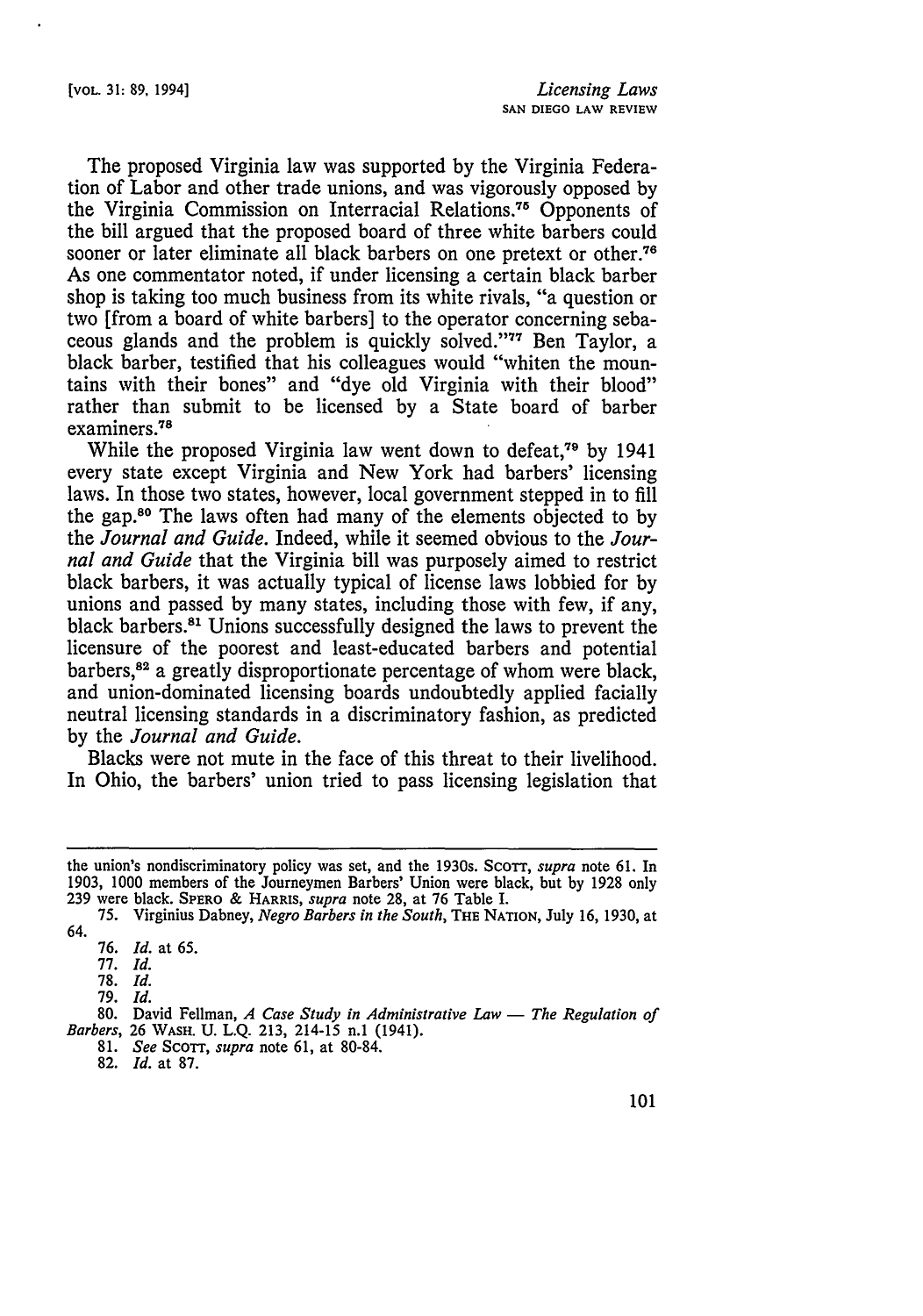The proposed Virginia law was supported by the Virginia Federation of Labor and other trade unions, and was vigorously opposed by the Virginia Commission on Interracial Relations.[75] Opponents of the bill argued that the proposed board of three white barbers could sooner or later eliminate all black barbers on one pretext or other.[76] As one commentator noted, if under licensing a certain black barber shop is taking too much business from its white rivals, "a question or two [from a board of white barbers] to the operator concerning sebaceous glands and the problem is quickly solved."[77] Ben Taylor, a black barber, testified that his colleagues would "whiten the mountains with their bones" and "dye old Virginia with their blood" rather than submit to be licensed by a State board of barber examiners.[78]

While the proposed Virginia law went down to defeat,[79] by 1941 every state except Virginia and New York had barbers' licensing laws. In those two states, however, local government stepped in to fill the gap.[80] The laws often had many of the elements objected to by the *Journal and Guide*. Indeed, while it seemed obvious to the *Journal and Guide* that the Virginia bill was purposely aimed to restrict black barbers, it was actually typical of license laws lobbied for by unions and passed by many states, including those with few, if any, black barbers.[81] Unions successfully designed the laws to prevent the licensure of the poorest and least-educated barbers and potential barbers,[82] a greatly disproportionate percentage of whom were black, and union-dominated licensing boards undoubtedly applied facially neutral licensing standards in a discriminatory fashion, as predicted by the *Journal and Guide*.

Blacks were not mute in the face of this threat to their livelihood. In Ohio, the barbers' union tried to pass licensing legislation that

---

the union's nondiscriminatory policy was set, and the 1930s. SCOTT, *supra* note 61. In 1903, 1000 members of the Journeymen Barbers' Union were black, but by 1928 only 239 were black. SPERO & HARRIS, *supra* note 28, at 76 Table I.

75. Virginius Dabney, *Negro Barbers in the South*, THE NATION, July 16, 1930, at 64.

76. *Id.* at 65.

77. *Id.*

78. *Id.*

79. *Id.*

80. David Fellman, *A Case Study in Administrative Law — The Regulation of Barbers*, 26 WASH. U. L.Q. 213, 214-15 n.1 (1941).

81. *See* SCOTT, *supra* note 61, at 80-84.

82. *Id.* at 87.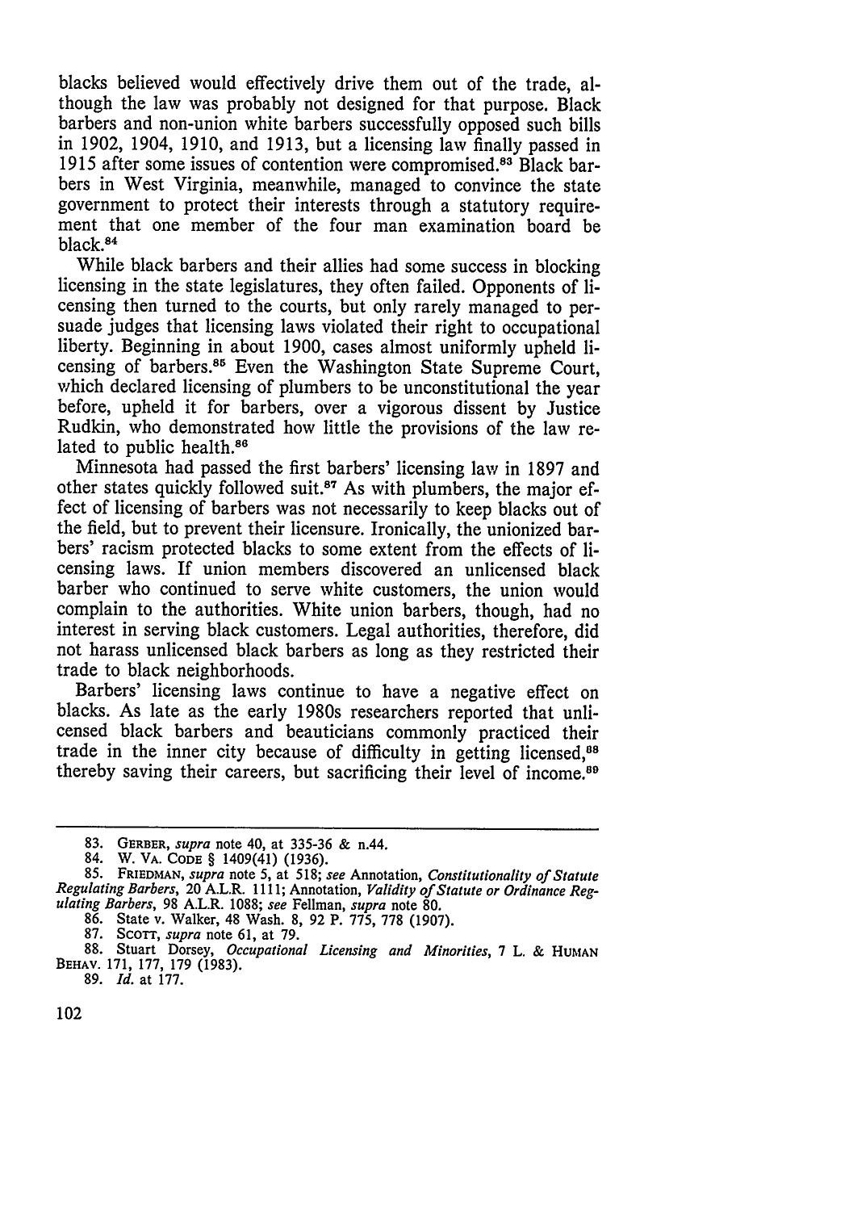blacks believed would effectively drive them out of the trade, although the law was probably not designed for that purpose. Black barbers and non-union white barbers successfully opposed such bills in 1902, 1904, 1910, and 1913, but a licensing law finally passed in 1915 after some issues of contention were compromised.[83] Black barbers in West Virginia, meanwhile, managed to convince the state government to protect their interests through a statutory requirement that one member of the four man examination board be black.[84]

While black barbers and their allies had some success in blocking licensing in the state legislatures, they often failed. Opponents of licensing then turned to the courts, but only rarely managed to persuade judges that licensing laws violated their right to occupational liberty. Beginning in about 1900, cases almost uniformly upheld licensing of barbers.[85] Even the Washington State Supreme Court, which declared licensing of plumbers to be unconstitutional the year before, upheld it for barbers, over a vigorous dissent by Justice Rudkin, who demonstrated how little the provisions of the law related to public health.[86]

Minnesota had passed the first barbers' licensing law in 1897 and other states quickly followed suit.[87] As with plumbers, the major effect of licensing of barbers was not necessarily to keep blacks out of the field, but to prevent their licensure. Ironically, the unionized barbers' racism protected blacks to some extent from the effects of licensing laws. If union members discovered an unlicensed black barber who continued to serve white customers, the union would complain to the authorities. White union barbers, though, had no interest in serving black customers. Legal authorities, therefore, did not harass unlicensed black barbers as long as they restricted their trade to black neighborhoods.

Barbers' licensing laws continue to have a negative effect on blacks. As late as the early 1980s researchers reported that unlicensed black barbers and beauticians commonly practiced their trade in the inner city because of difficulty in getting licensed,[88] thereby saving their careers, but sacrificing their level of income.[89]

---

83. GERBER, *supra* note 40, at 335-36 & n.44.

84. W. VA. CODE § 1409(41) (1936).

85. FRIEDMAN, *supra* note 5, at 518; *see* Annotation, *Constitutionality of Statute Regulating Barbers*, 20 A.L.R. 1111; Annotation, *Validity of Statute or Ordinance Regulating Barbers*, 98 A.L.R. 1088; *see* Fellman, *supra* note 80.

86. State v. Walker, 48 Wash. 8, 92 P. 775, 778 (1907).

87. SCOTT, *supra* note 61, at 79.

88. Stuart Dorsey, *Occupational Licensing and Minorities*, 7 L. & HUMAN BEHAV. 171, 177, 179 (1983).

89. *Id.* at 177.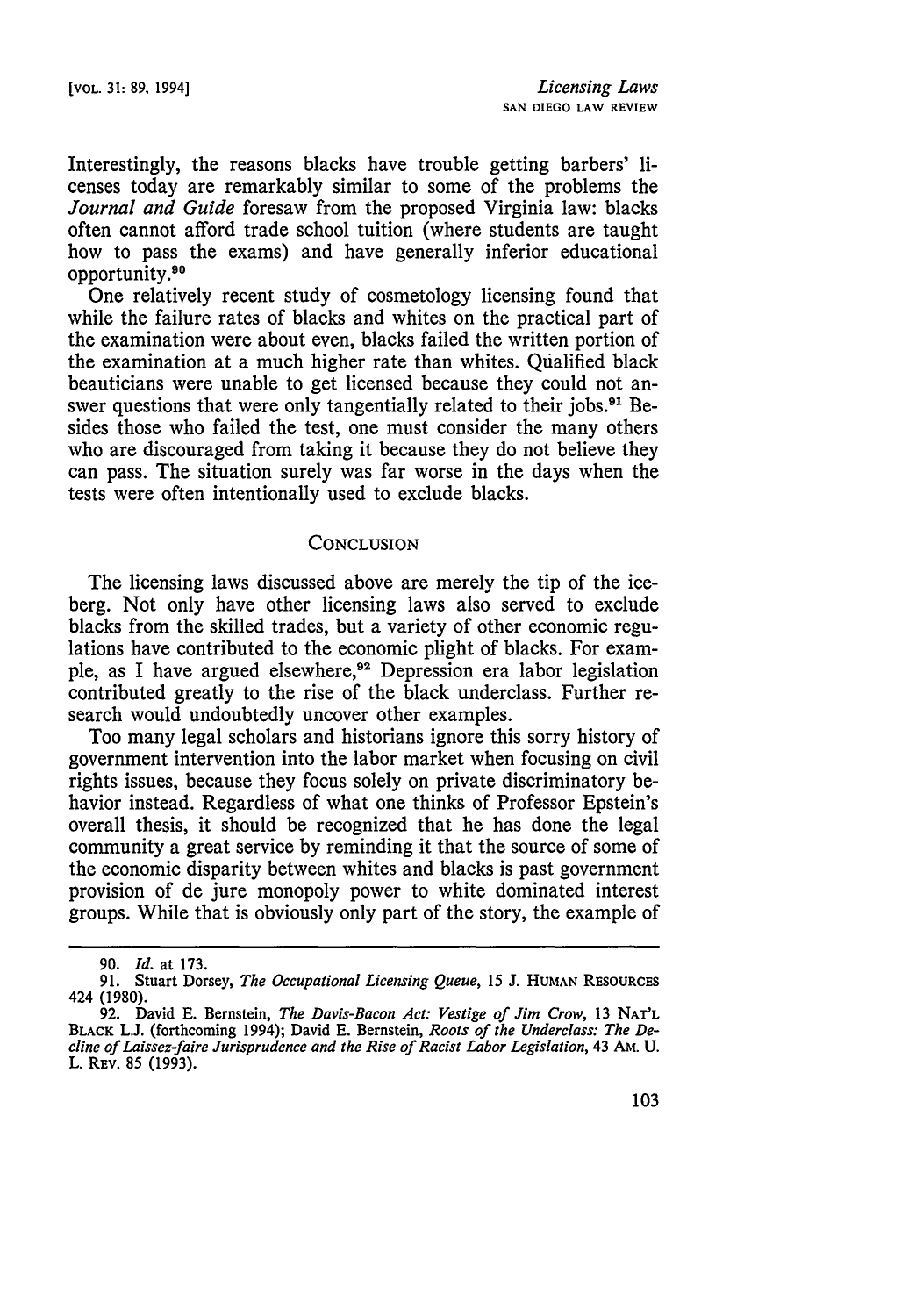Interestingly, the reasons blacks have trouble getting barbers' licenses today are remarkably similar to some of the problems the *Journal and Guide* foresaw from the proposed Virginia law: blacks often cannot afford trade school tuition (where students are taught how to pass the exams) and have generally inferior educational opportunity.[90]

One relatively recent study of cosmetology licensing found that while the failure rates of blacks and whites on the practical part of the examination were about even, blacks failed the written portion of the examination at a much higher rate than whites. Qualified black beauticians were unable to get licensed because they could not answer questions that were only tangentially related to their jobs.[91] Besides those who failed the test, one must consider the many others who are discouraged from taking it because they do not believe they can pass. The situation surely was far worse in the days when the tests were often intentionally used to exclude blacks.

## CONCLUSION

The licensing laws discussed above are merely the tip of the iceberg. Not only have other licensing laws also served to exclude blacks from the skilled trades, but a variety of other economic regulations have contributed to the economic plight of blacks. For example, as I have argued elsewhere,[92] Depression era labor legislation contributed greatly to the rise of the black underclass. Further research would undoubtedly uncover other examples.

Too many legal scholars and historians ignore this sorry history of government intervention into the labor market when focusing on civil rights issues, because they focus solely on private discriminatory behavior instead. Regardless of what one thinks of Professor Epstein's overall thesis, it should be recognized that he has done the legal community a great service by reminding it that the source of some of the economic disparity between whites and blacks is past government provision of de jure monopoly power to white dominated interest groups. While that is obviously only part of the story, the example of

---

90. *Id.* at 173.

91. Stuart Dorsey, *The Occupational Licensing Queue*, 15 J. HUMAN RESOURCES 424 (1980).

92. David E. Bernstein, *The Davis-Bacon Act: Vestige of Jim Crow*, 13 NAT'L BLACK L.J. (forthcoming 1994); David E. Bernstein, *Roots of the Underclass: The Decline of Laissez-faire Jurisprudence and the Rise of Racist Labor Legislation*, 43 AM. U. L. REV. 85 (1993).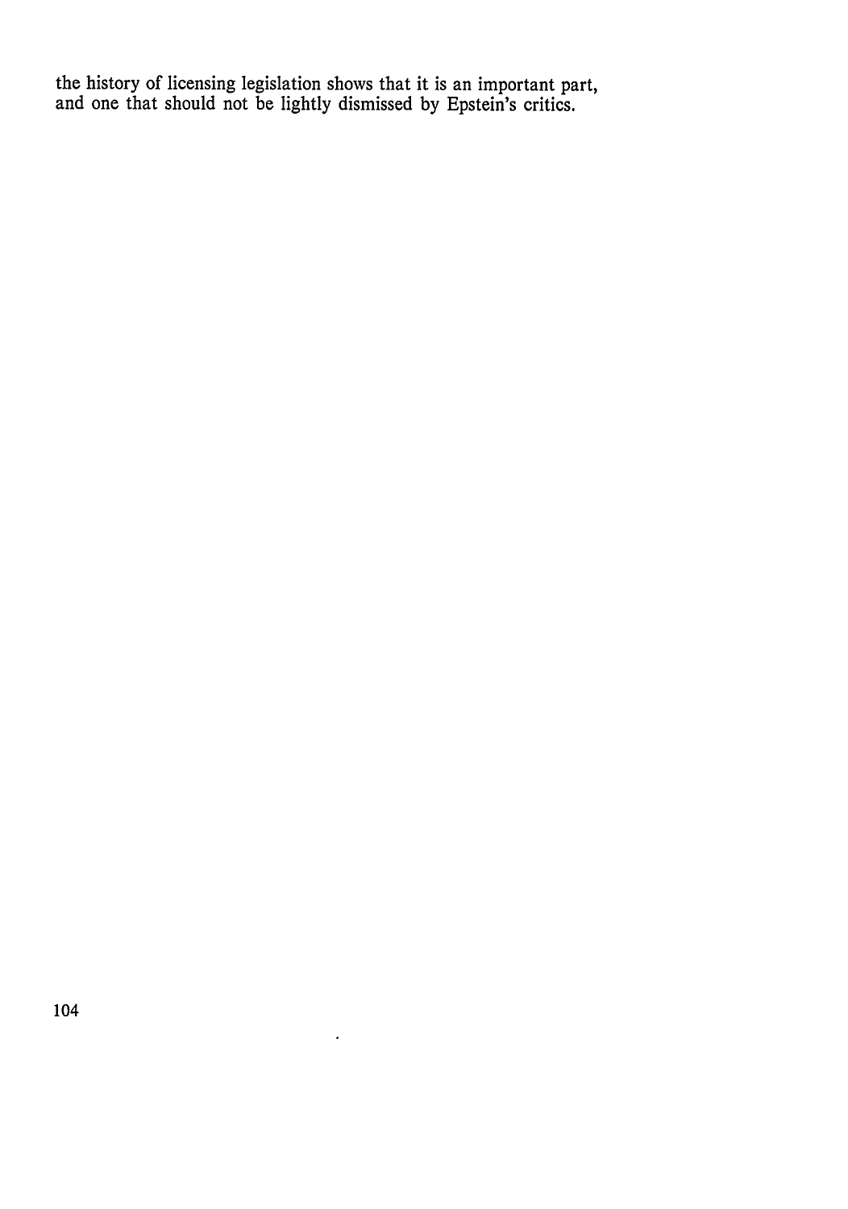the history of licensing legislation shows that it is an important part, and one that should not be lightly dismissed by Epstein's critics.